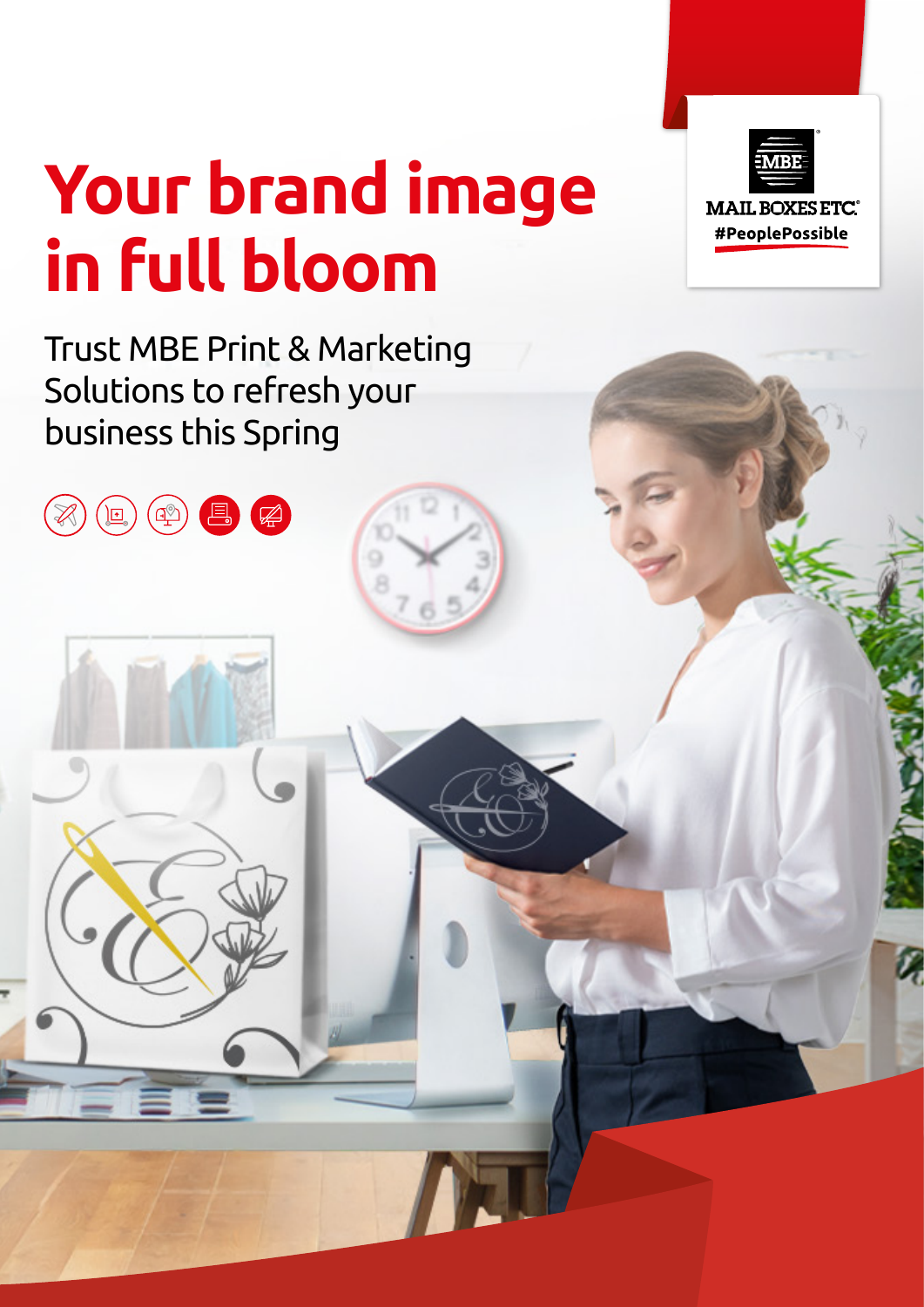# Your brand image in full bloom

Trust MBE Print & Marketing Solutions to refresh your business this Spring

MAIL BOXES ETC.

#PeoplePossible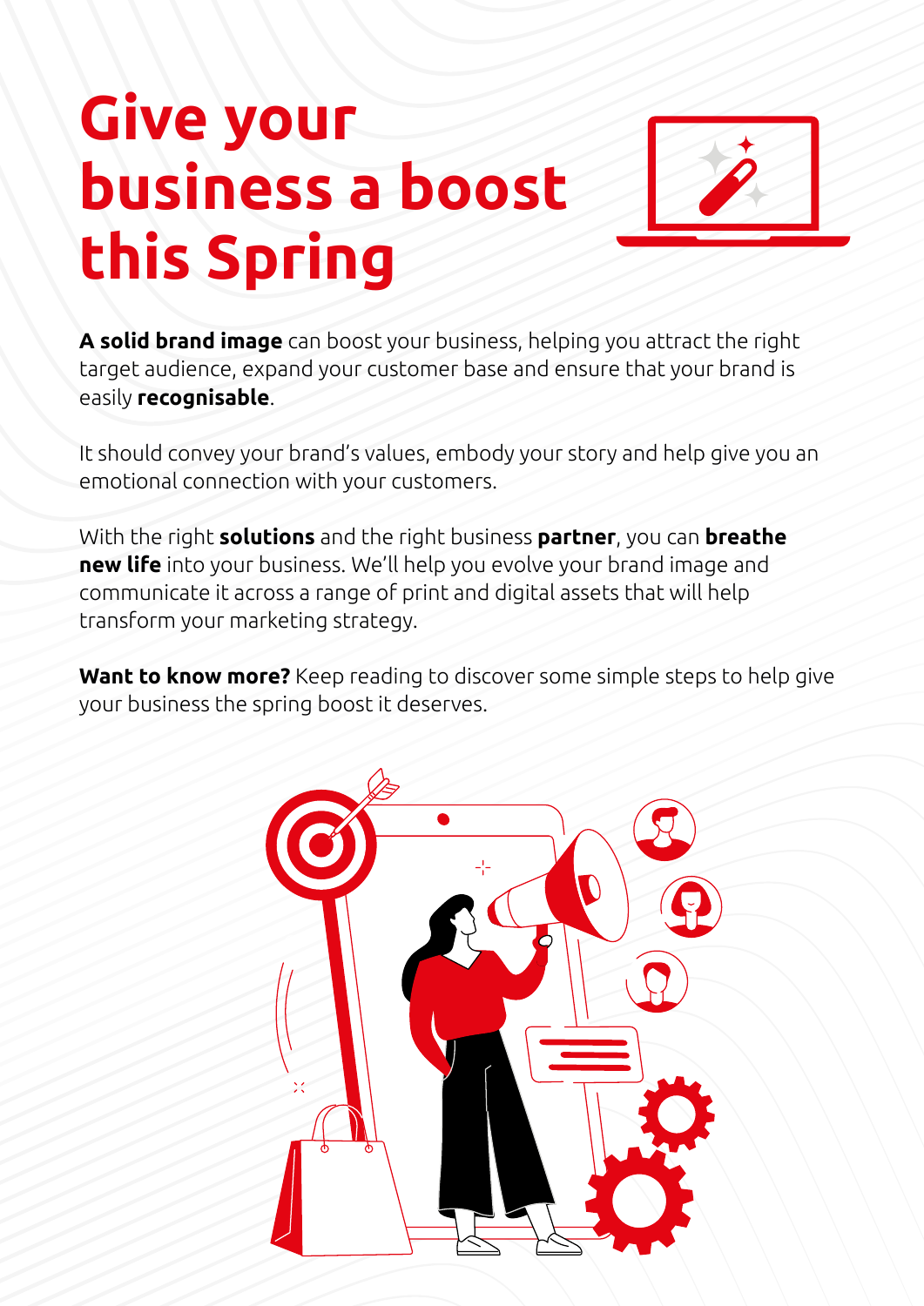# Give your business a boost this Spring

**A solid brand image** can boost your business, helping you attract the right target audience, expand your customer base and ensure that your brand is easily **recognisable**.

It should convey your brand's values, embody your story and help give you an emotional connection with your customers.

With the right **solutions** and the right business **partner**, you can **breathe new life** into your business. We'll help you evolve your brand image and communicate it across a range of print and digital assets that will help transform your marketing strategy.

**Want to know more?** Keep reading to discover some simple steps to help give your business the spring boost it deserves.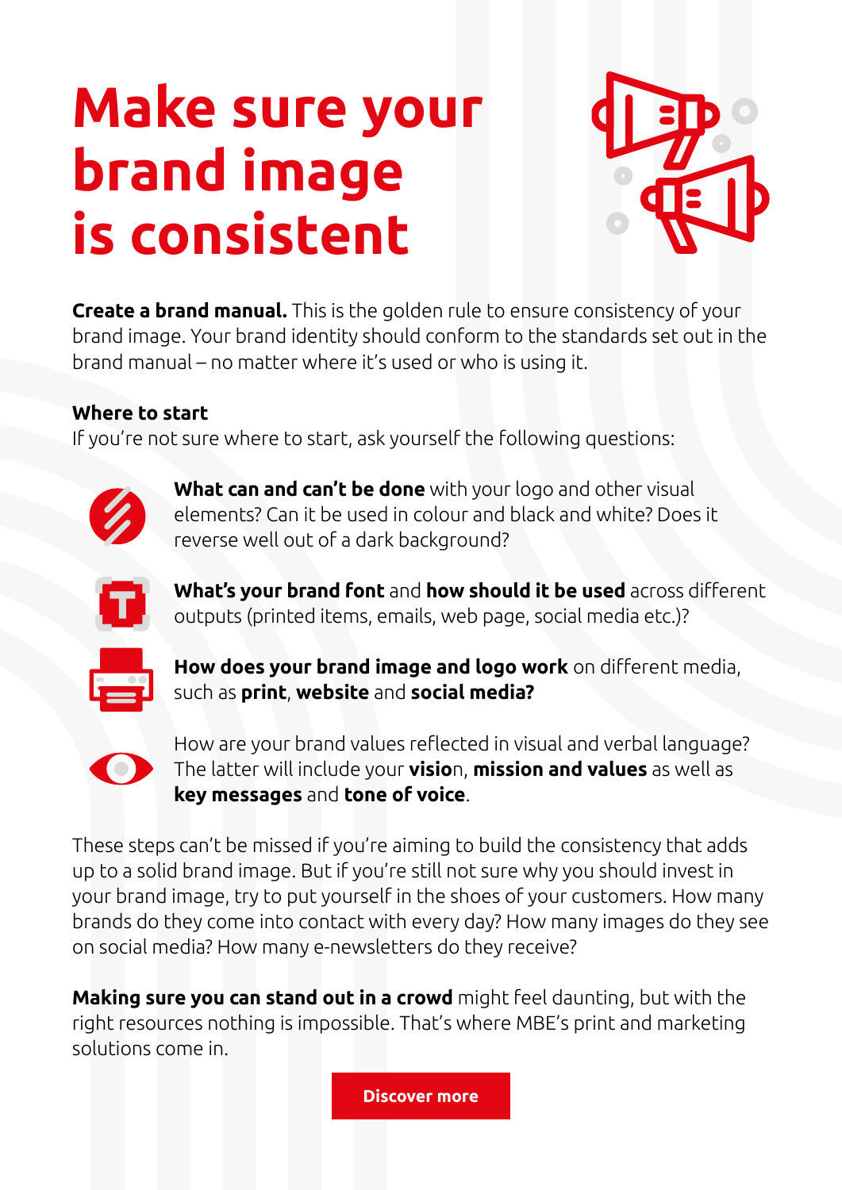# Make sure your brand image is consistent

**Create a brand manual.** This is the golden rule to ensure consistency of your brand image. Your brand identity should conform to the standards set out in the brand manual – no matter where it's used or who is using it.

**Where to start**

If you're not sure where to start, ask yourself the following questions:

- **What can and can't be done** with your logo and other visual elements? Can it be used in colour and black and white? Does it reverse well out of a dark background?
- **What's your brand font** and **how should it be used** across different outputs (printed items, emails, web page, social media etc.)?
- **How does your brand image and logo work** on different media, such as **print**, **website** and **social media?**
- How are your brand values reflected in visual and verbal language? The latter will include your **visio**n, **mission and values** as well as **key messages** and **tone of voice**.

These steps can't be missed if you're aiming to build the consistency that adds up to a solid brand image. But if you're still not sure why you should invest in your brand image, try to put yourself in the shoes of your customers. How many brands do they come into contact with every day? How many images do they see on social media? How many e-newsletters do they receive?

**Making sure you can stand out in a crowd** might feel daunting, but with the right resources nothing is impossible. That's where MBE's print and marketing solutions come in.

Discover more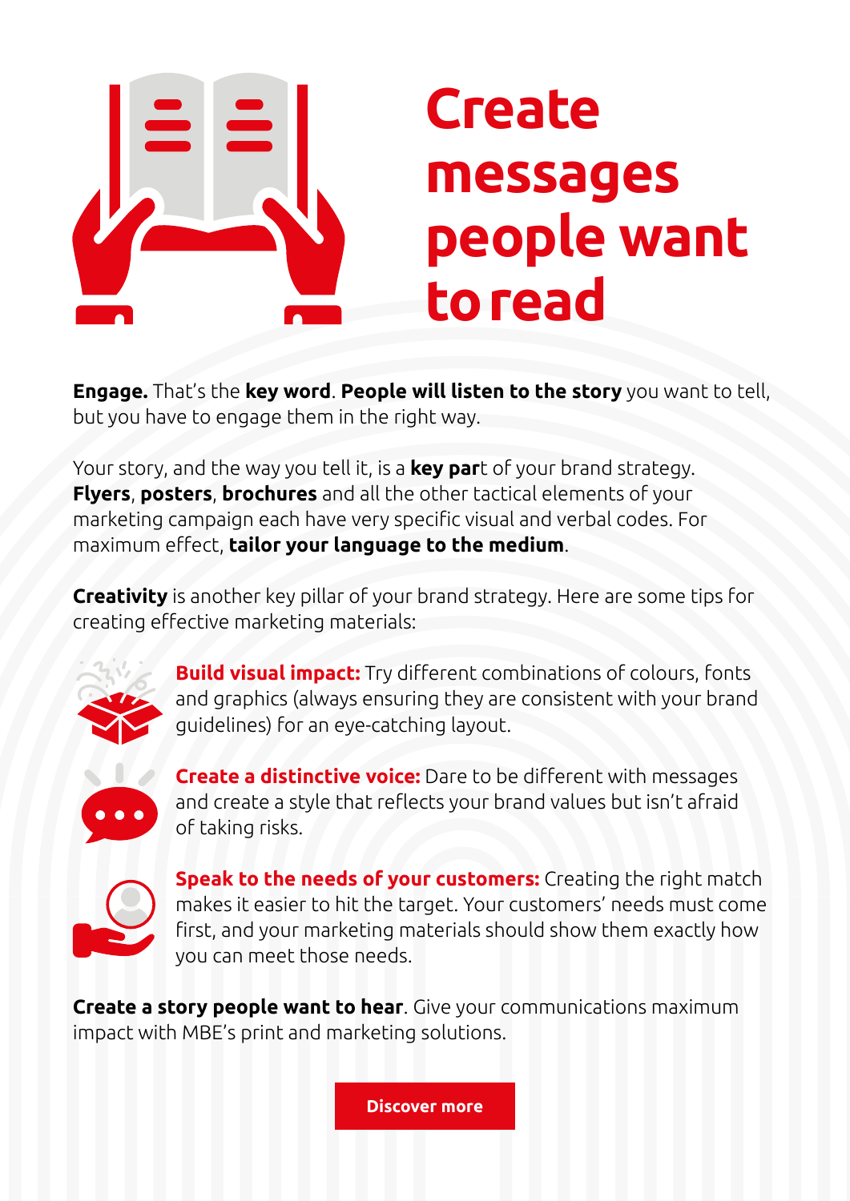# Create messages people want to read

**Engage.** That's the **key word**. **People will listen to the story** you want to tell, but you have to engage them in the right way.

Your story, and the way you tell it, is a **key part** of your brand strategy. **Flyers**, **posters**, **brochures** and all the other tactical elements of your marketing campaign each have very specific visual and verbal codes. For maximum effect, **tailor your language to the medium**.

**Creativity** is another key pillar of your brand strategy. Here are some tips for creating effective marketing materials:

**Build visual impact:** Try different combinations of colours, fonts and graphics (always ensuring they are consistent with your brand guidelines) for an eye-catching layout.

**Create a distinctive voice:** Dare to be different with messages and create a style that reflects your brand values but isn't afraid of taking risks.

**Speak to the needs of your customers:** Creating the right match makes it easier to hit the target. Your customers' needs must come first, and your marketing materials should show them exactly how you can meet those needs.

**Create a story people want to hear**. Give your communications maximum impact with MBE's print and marketing solutions.

Discover more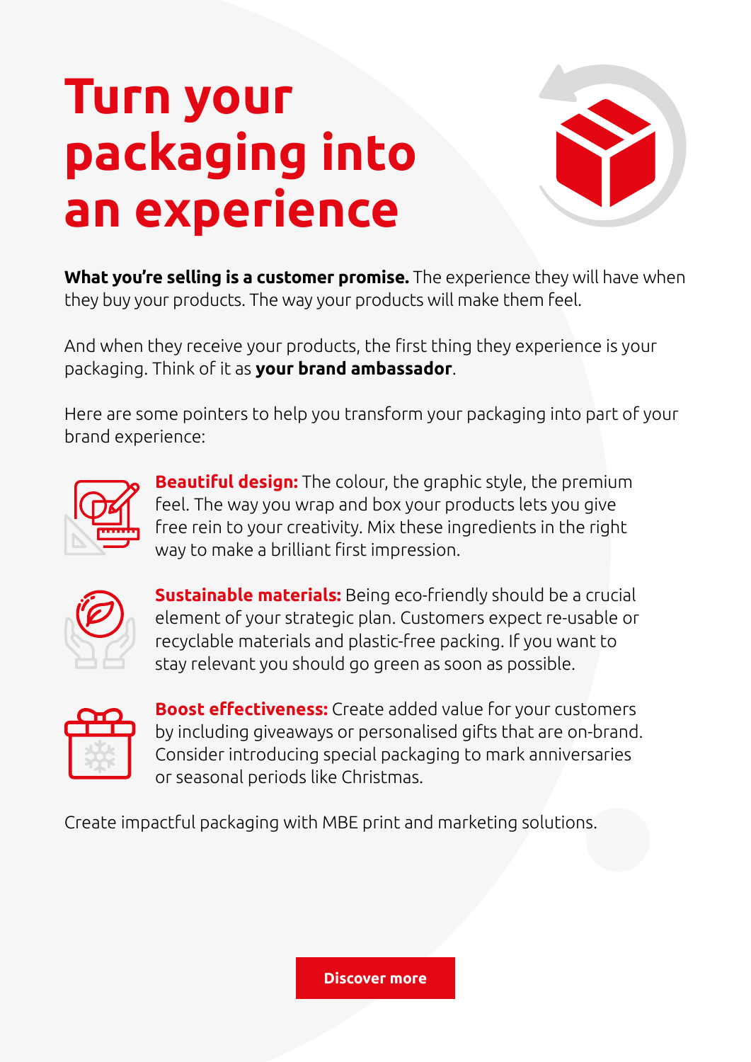# Turn your packaging into an experience

**What you're selling is a customer promise.** The experience they will have when they buy your products. The way your products will make them feel.

And when they receive your products, the first thing they experience is your packaging. Think of it as **your brand ambassador**.

Here are some pointers to help you transform your packaging into part of your brand experience:

**Beautiful design:** The colour, the graphic style, the premium feel. The way you wrap and box your products lets you give free rein to your creativity. Mix these ingredients in the right way to make a brilliant first impression.

**Sustainable materials:** Being eco-friendly should be a crucial element of your strategic plan. Customers expect re-usable or recyclable materials and plastic-free packing. If you want to stay relevant you should go green as soon as possible.

**Boost effectiveness:** Create added value for your customers by including giveaways or personalised gifts that are on-brand. Consider introducing special packaging to mark anniversaries or seasonal periods like Christmas.

Create impactful packaging with MBE print and marketing solutions.

Discover more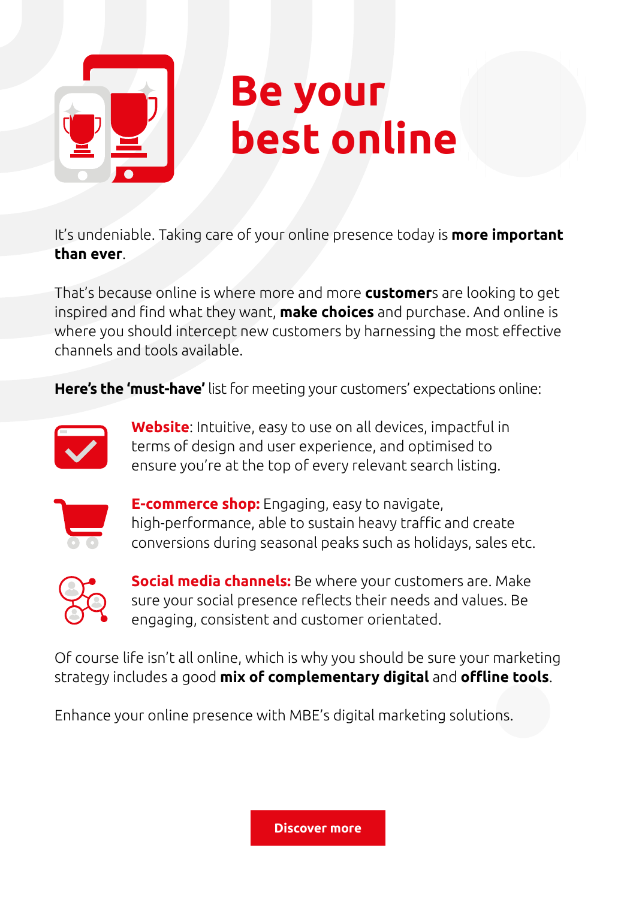# Be your best online

It's undeniable. Taking care of your online presence today is **more important than ever**.

That's because online is where more and more **customer**s are looking to get inspired and find what they want, **make choices** and purchase. And online is where you should intercept new customers by harnessing the most effective channels and tools available.

**Here's the 'must-have'** list for meeting your customers' expectations online:

- **Website**: Intuitive, easy to use on all devices, impactful in terms of design and user experience, and optimised to ensure you're at the top of every relevant search listing.
- **E-commerce shop:** Engaging, easy to navigate, high-performance, able to sustain heavy traffic and create conversions during seasonal peaks such as holidays, sales etc.
- **Social media channels:** Be where your customers are. Make sure your social presence reflects their needs and values. Be engaging, consistent and customer orientated.

Of course life isn't all online, which is why you should be sure your marketing strategy includes a good **mix of complementary digital** and **offline tools**.

Enhance your online presence with MBE's digital marketing solutions.

**Discover more**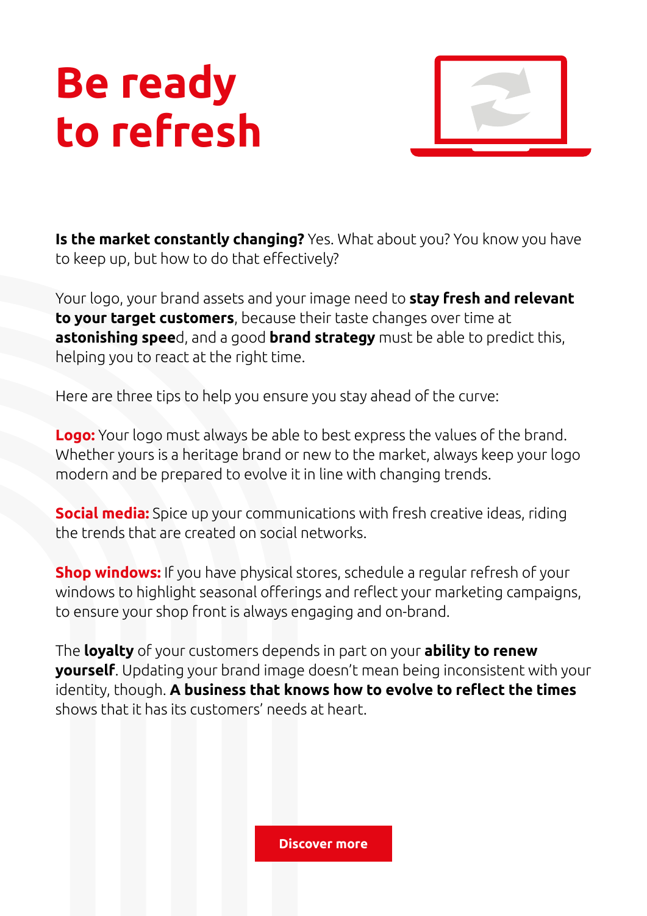# Be ready to refresh

**Is the market constantly changing?** Yes. What about you? You know you have to keep up, but how to do that effectively?

Your logo, your brand assets and your image need to **stay fresh and relevant to your target customers**, because their taste changes over time at **astonishing spee**d, and a good **brand strategy** must be able to predict this, helping you to react at the right time.

Here are three tips to help you ensure you stay ahead of the curve:

**Logo:** Your logo must always be able to best express the values of the brand. Whether yours is a heritage brand or new to the market, always keep your logo modern and be prepared to evolve it in line with changing trends.

**Social media:** Spice up your communications with fresh creative ideas, riding the trends that are created on social networks.

**Shop windows:** If you have physical stores, schedule a regular refresh of your windows to highlight seasonal offerings and reflect your marketing campaigns, to ensure your shop front is always engaging and on-brand.

The **loyalty** of your customers depends in part on your **ability to renew yourself**. Updating your brand image doesn't mean being inconsistent with your identity, though. **A business that knows how to evolve to reflect the times** shows that it has its customers' needs at heart.

**Discover more**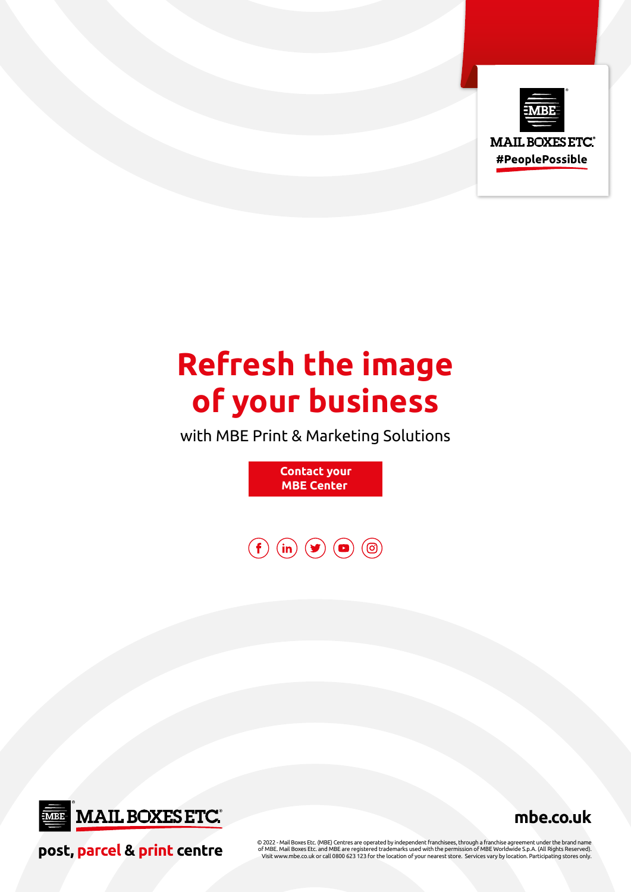MAIL BOXES ETC.

#PeoplePossible

# Refresh the image of your business

with MBE Print & Marketing Solutions

**Contact your MBE Center**

MAIL BOXES ETC.

**post, parcel & print centre**

**mbe.co.uk**

© 2022 - Mail Boxes Etc. (MBE) Centres are operated by independent franchisees, through a franchise agreement under the brand name of MBE. Mail Boxes Etc. and MBE are registered trademarks used with the permission of MBE Worldwide S.p.A. (All Rights Reserved). Visit www.mbe.co.uk or call 0800 623 123 for the location of your nearest store. Services vary by location. Participating stores only.